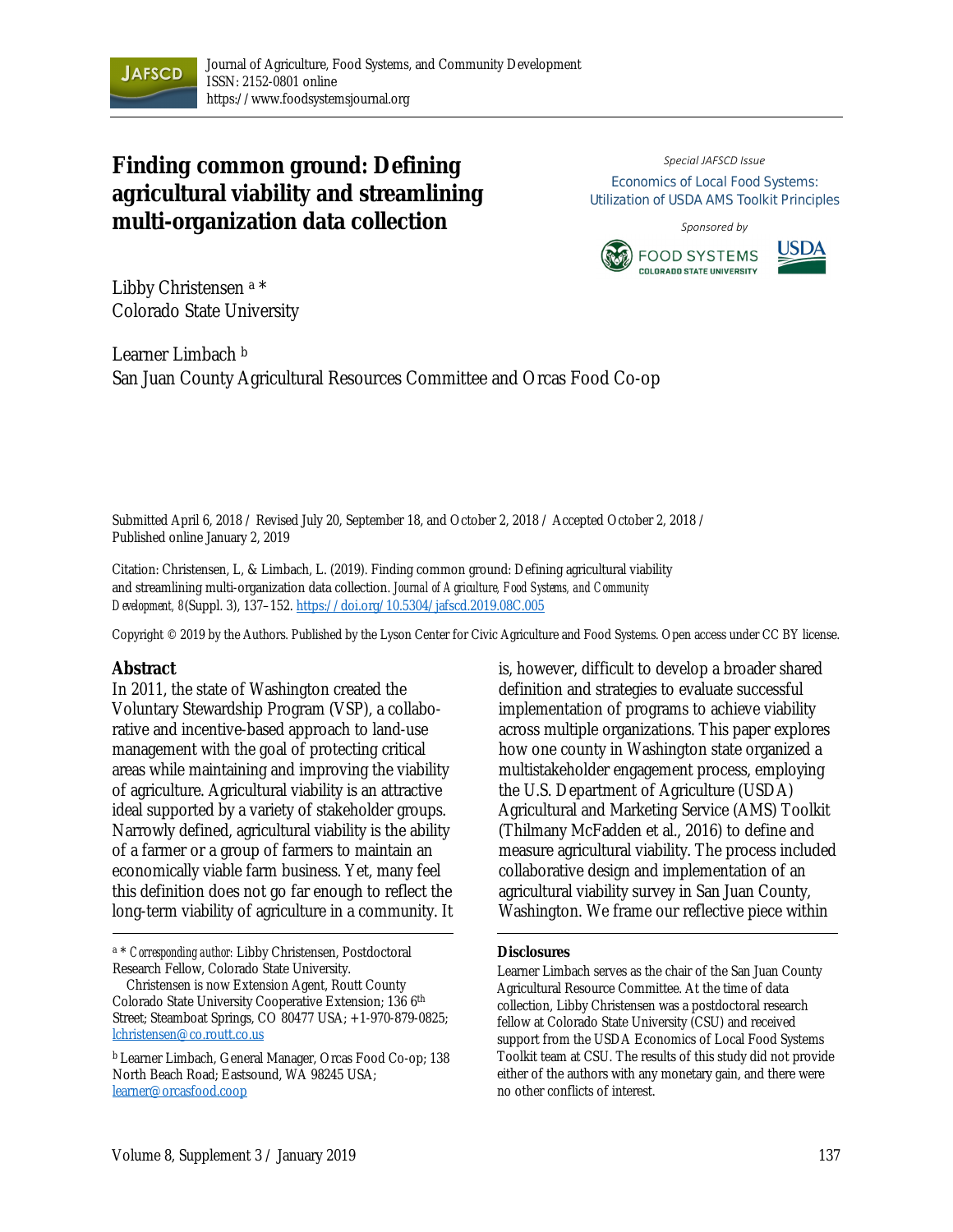# Finding common ground: Defining agricultural viability and streamlining multi-organization data collection

*Special JAFSCD Issue*

Economics of Local Food Systems: Utilization of USDA AMS Toolkit Principles

*Sponsored by*

Libby Christensen [a] *
Colorado State University

Learner Limbach [b]
San Juan County Agricultural Resources Committee and Orcas Food Co-op

Submitted April 6, 2018 / Revised July 20, September 18, and October 2, 2018 / Accepted October 2, 2018 / Published online January 2, 2019

Citation: Christensen, L, & Limbach, L. (2019). Finding common ground: Defining agricultural viability and streamlining multi-organization data collection. *Journal of Agriculture, Food Systems, and Community Development, 8*(Suppl. 3), 137–152. https://doi.org/10.5304/jafscd.2019.08C.005

Copyright © 2019 by the Authors. Published by the Lyson Center for Civic Agriculture and Food Systems. Open access under CC BY license.

## Abstract

In 2011, the state of Washington created the Voluntary Stewardship Program (VSP), a collaborative and incentive-based approach to land-use management with the goal of protecting critical areas while maintaining and improving the viability of agriculture. Agricultural viability is an attractive ideal supported by a variety of stakeholder groups. Narrowly defined, agricultural viability is the ability of a farmer or a group of farmers to maintain an economically viable farm business. Yet, many feel this definition does not go far enough to reflect the long-term viability of agriculture in a community. It is, however, difficult to develop a broader shared definition and strategies to evaluate successful implementation of programs to achieve viability across multiple organizations. This paper explores how one county in Washington state organized a multistakeholder engagement process, employing the U.S. Department of Agriculture (USDA) Agricultural and Marketing Service (AMS) Toolkit (Thilmany McFadden et al., 2016) to define and measure agricultural viability. The process included collaborative design and implementation of an agricultural viability survey in San Juan County, Washington. We frame our reflective piece within

---

[a] * *Corresponding author:* Libby Christensen, Postdoctoral Research Fellow, Colorado State University.

Christensen is now Extension Agent, Routt County Colorado State University Cooperative Extension; 136 6th Street; Steamboat Springs, CO 80477 USA; +1-970-879-0825; lchristensen@co.routt.co.us

[b] Learner Limbach, General Manager, Orcas Food Co-op; 138 North Beach Road; Eastsound, WA 98245 USA; learner@orcasfood.coop

### Disclosures

Learner Limbach serves as the chair of the San Juan County Agricultural Resource Committee. At the time of data collection, Libby Christensen was a postdoctoral research fellow at Colorado State University (CSU) and received support from the USDA Economics of Local Food Systems Toolkit team at CSU. The results of this study did not provide either of the authors with any monetary gain, and there were no other conflicts of interest.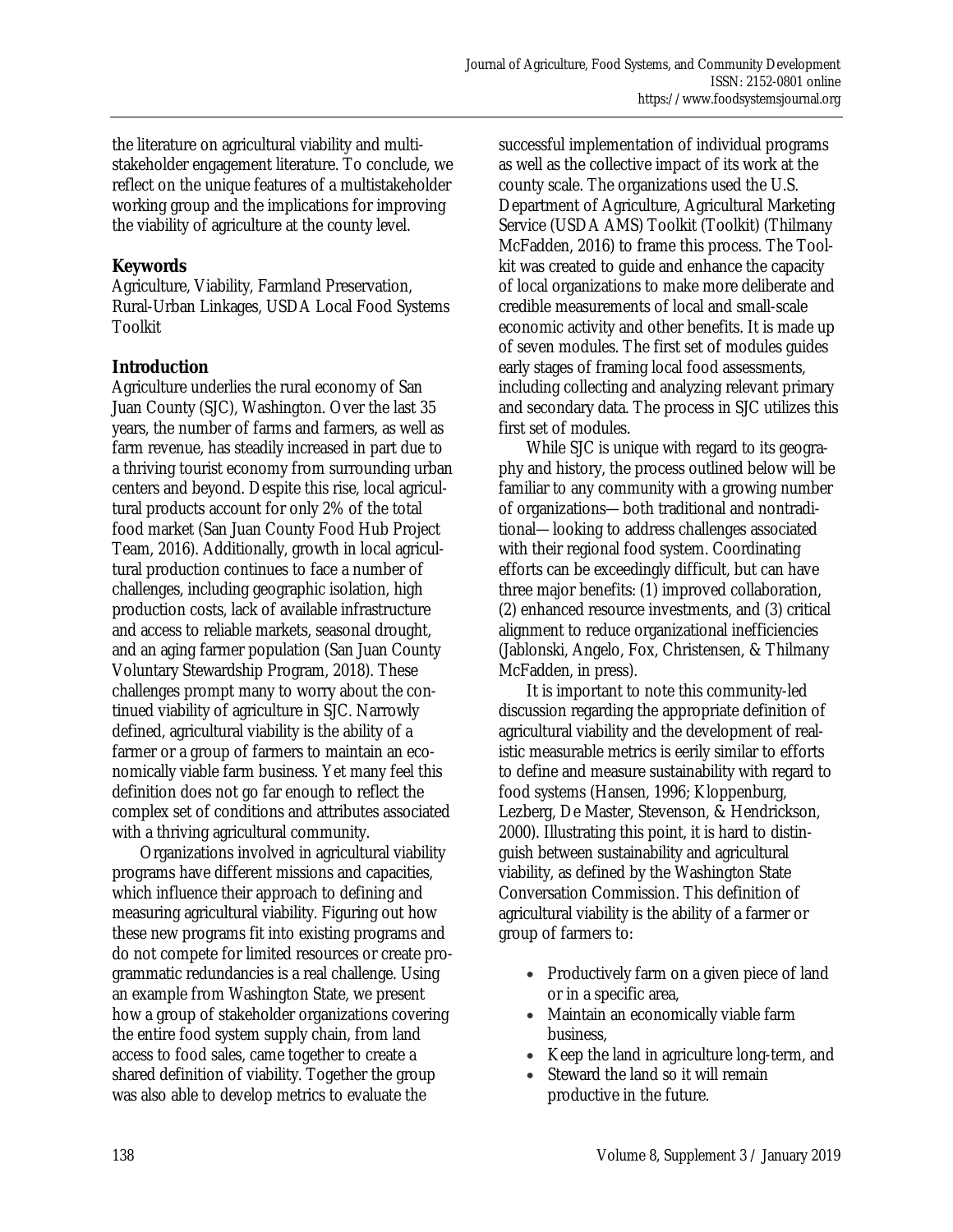the literature on agricultural viability and multistakeholder engagement literature. To conclude, we reflect on the unique features of a multistakeholder working group and the implications for improving the viability of agriculture at the county level.

## Keywords

Agriculture, Viability, Farmland Preservation, Rural-Urban Linkages, USDA Local Food Systems Toolkit

## Introduction

Agriculture underlies the rural economy of San Juan County (SJC), Washington. Over the last 35 years, the number of farms and farmers, as well as farm revenue, has steadily increased in part due to a thriving tourist economy from surrounding urban centers and beyond. Despite this rise, local agricultural products account for only 2% of the total food market (San Juan County Food Hub Project Team, 2016). Additionally, growth in local agricultural production continues to face a number of challenges, including geographic isolation, high production costs, lack of available infrastructure and access to reliable markets, seasonal drought, and an aging farmer population (San Juan County Voluntary Stewardship Program, 2018). These challenges prompt many to worry about the continued viability of agriculture in SJC. Narrowly defined, agricultural viability is the ability of a farmer or a group of farmers to maintain an economically viable farm business. Yet many feel this definition does not go far enough to reflect the complex set of conditions and attributes associated with a thriving agricultural community.

Organizations involved in agricultural viability programs have different missions and capacities, which influence their approach to defining and measuring agricultural viability. Figuring out how these new programs fit into existing programs and do not compete for limited resources or create programmatic redundancies is a real challenge. Using an example from Washington State, we present how a group of stakeholder organizations covering the entire food system supply chain, from land access to food sales, came together to create a shared definition of viability. Together the group was also able to develop metrics to evaluate the successful implementation of individual programs as well as the collective impact of its work at the county scale. The organizations used the U.S. Department of Agriculture, Agricultural Marketing Service (USDA AMS) Toolkit (Toolkit) (Thilmany McFadden, 2016) to frame this process. The Toolkit was created to guide and enhance the capacity of local organizations to make more deliberate and credible measurements of local and small-scale economic activity and other benefits. It is made up of seven modules. The first set of modules guides early stages of framing local food assessments, including collecting and analyzing relevant primary and secondary data. The process in SJC utilizes this first set of modules.

While SJC is unique with regard to its geography and history, the process outlined below will be familiar to any community with a growing number of organizations—both traditional and nontraditional—looking to address challenges associated with their regional food system. Coordinating efforts can be exceedingly difficult, but can have three major benefits: (1) improved collaboration, (2) enhanced resource investments, and (3) critical alignment to reduce organizational inefficiencies (Jablonski, Angelo, Fox, Christensen, & Thilmany McFadden, in press).

It is important to note this community-led discussion regarding the appropriate definition of agricultural viability and the development of realistic measurable metrics is eerily similar to efforts to define and measure sustainability with regard to food systems (Hansen, 1996; Kloppenburg, Lezberg, De Master, Stevenson, & Hendrickson, 2000). Illustrating this point, it is hard to distinguish between sustainability and agricultural viability, as defined by the Washington State Conversation Commission. This definition of agricultural viability is the ability of a farmer or group of farmers to:

- Productively farm on a given piece of land or in a specific area,
- Maintain an economically viable farm business,
- Keep the land in agriculture long-term, and
- Steward the land so it will remain productive in the future.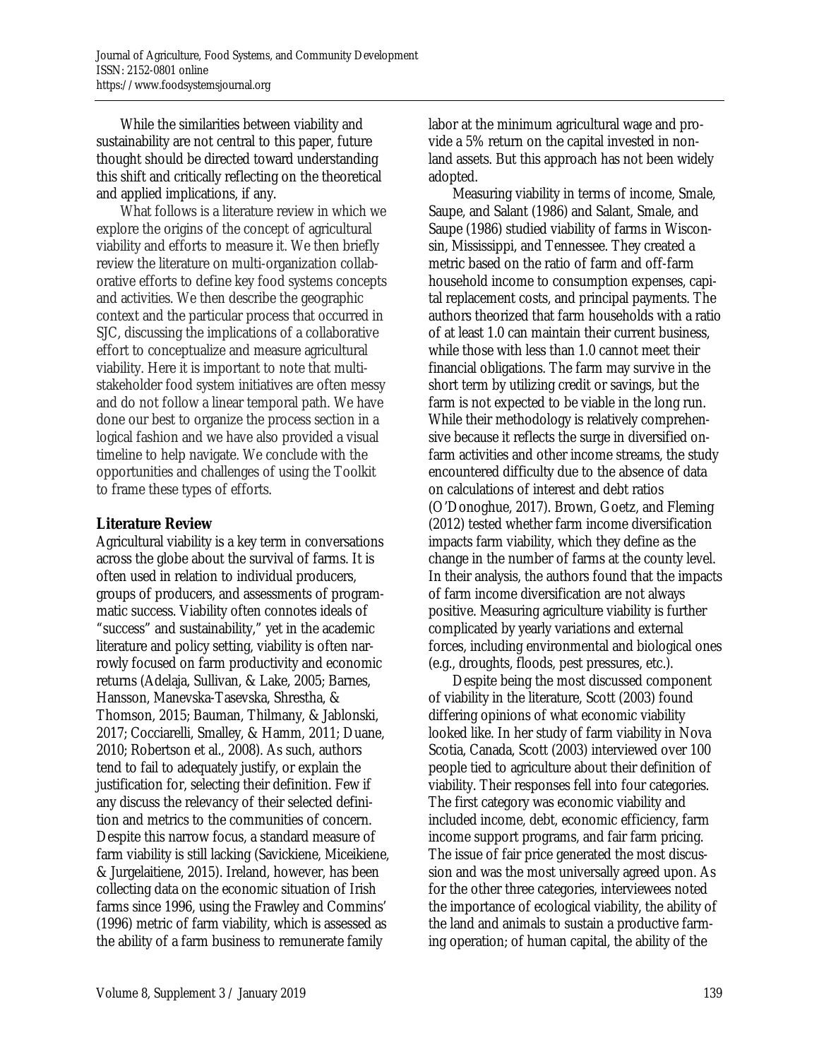While the similarities between viability and sustainability are not central to this paper, future thought should be directed toward understanding this shift and critically reflecting on the theoretical and applied implications, if any.

What follows is a literature review in which we explore the origins of the concept of agricultural viability and efforts to measure it. We then briefly review the literature on multi-organization collaborative efforts to define key food systems concepts and activities. We then describe the geographic context and the particular process that occurred in SJC, discussing the implications of a collaborative effort to conceptualize and measure agricultural viability. Here it is important to note that multi-stakeholder food system initiatives are often messy and do not follow a linear temporal path. We have done our best to organize the process section in a logical fashion and we have also provided a visual timeline to help navigate. We conclude with the opportunities and challenges of using the Toolkit to frame these types of efforts.

## Literature Review

Agricultural viability is a key term in conversations across the globe about the survival of farms. It is often used in relation to individual producers, groups of producers, and assessments of programmatic success. Viability often connotes ideals of "success" and sustainability," yet in the academic literature and policy setting, viability is often narrowly focused on farm productivity and economic returns (Adelaja, Sullivan, & Lake, 2005; Barnes, Hansson, Manevska-Tasevska, Shrestha, & Thomson, 2015; Bauman, Thilmany, & Jablonski, 2017; Cocciarelli, Smalley, & Hamm, 2011; Duane, 2010; Robertson et al., 2008). As such, authors tend to fail to adequately justify, or explain the justification for, selecting their definition. Few if any discuss the relevancy of their selected definition and metrics to the communities of concern. Despite this narrow focus, a standard measure of farm viability is still lacking (Savickiene, Miceikiene, & Jurgelaitiene, 2015). Ireland, however, has been collecting data on the economic situation of Irish farms since 1996, using the Frawley and Commins' (1996) metric of farm viability, which is assessed as the ability of a farm business to remunerate family labor at the minimum agricultural wage and provide a 5% return on the capital invested in non-land assets. But this approach has not been widely adopted.

Measuring viability in terms of income, Smale, Saupe, and Salant (1986) and Salant, Smale, and Saupe (1986) studied viability of farms in Wisconsin, Mississippi, and Tennessee. They created a metric based on the ratio of farm and off-farm household income to consumption expenses, capital replacement costs, and principal payments. The authors theorized that farm households with a ratio of at least 1.0 can maintain their current business, while those with less than 1.0 cannot meet their financial obligations. The farm may survive in the short term by utilizing credit or savings, but the farm is not expected to be viable in the long run. While their methodology is relatively comprehensive because it reflects the surge in diversified on-farm activities and other income streams, the study encountered difficulty due to the absence of data on calculations of interest and debt ratios (O'Donoghue, 2017). Brown, Goetz, and Fleming (2012) tested whether farm income diversification impacts farm viability, which they define as the change in the number of farms at the county level. In their analysis, the authors found that the impacts of farm income diversification are not always positive. Measuring agriculture viability is further complicated by yearly variations and external forces, including environmental and biological ones (e.g., droughts, floods, pest pressures, etc.).

Despite being the most discussed component of viability in the literature, Scott (2003) found differing opinions of what economic viability looked like. In her study of farm viability in Nova Scotia, Canada, Scott (2003) interviewed over 100 people tied to agriculture about their definition of viability. Their responses fell into four categories. The first category was economic viability and included income, debt, economic efficiency, farm income support programs, and fair farm pricing. The issue of fair price generated the most discussion and was the most universally agreed upon. As for the other three categories, interviewees noted the importance of ecological viability, the ability of the land and animals to sustain a productive farming operation; of human capital, the ability of the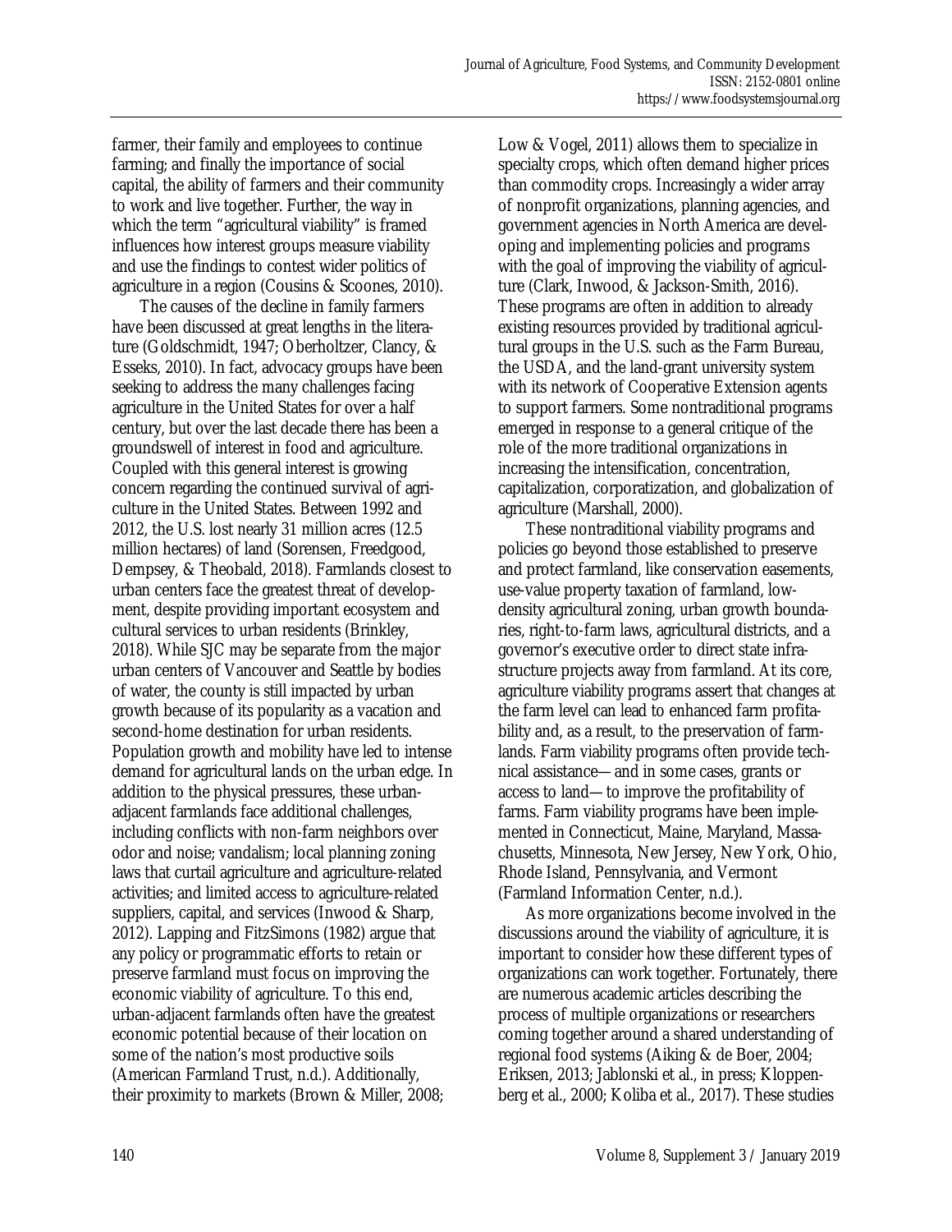farmer, their family and employees to continue farming; and finally the importance of social capital, the ability of farmers and their community to work and live together. Further, the way in which the term "agricultural viability" is framed influences how interest groups measure viability and use the findings to contest wider politics of agriculture in a region (Cousins & Scoones, 2010).

The causes of the decline in family farmers have been discussed at great lengths in the literature (Goldschmidt, 1947; Oberholtzer, Clancy, & Esseks, 2010). In fact, advocacy groups have been seeking to address the many challenges facing agriculture in the United States for over a half century, but over the last decade there has been a groundswell of interest in food and agriculture. Coupled with this general interest is growing concern regarding the continued survival of agriculture in the United States. Between 1992 and 2012, the U.S. lost nearly 31 million acres (12.5 million hectares) of land (Sorensen, Freedgood, Dempsey, & Theobald, 2018). Farmlands closest to urban centers face the greatest threat of development, despite providing important ecosystem and cultural services to urban residents (Brinkley, 2018). While SJC may be separate from the major urban centers of Vancouver and Seattle by bodies of water, the county is still impacted by urban growth because of its popularity as a vacation and second-home destination for urban residents. Population growth and mobility have led to intense demand for agricultural lands on the urban edge. In addition to the physical pressures, these urban-adjacent farmlands face additional challenges, including conflicts with non-farm neighbors over odor and noise; vandalism; local planning zoning laws that curtail agriculture and agriculture-related activities; and limited access to agriculture-related suppliers, capital, and services (Inwood & Sharp, 2012). Lapping and FitzSimons (1982) argue that any policy or programmatic efforts to retain or preserve farmland must focus on improving the economic viability of agriculture. To this end, urban-adjacent farmlands often have the greatest economic potential because of their location on some of the nation's most productive soils (American Farmland Trust, n.d.). Additionally, their proximity to markets (Brown & Miller, 2008; Low & Vogel, 2011) allows them to specialize in specialty crops, which often demand higher prices than commodity crops. Increasingly a wider array of nonprofit organizations, planning agencies, and government agencies in North America are developing and implementing policies and programs with the goal of improving the viability of agriculture (Clark, Inwood, & Jackson-Smith, 2016). These programs are often in addition to already existing resources provided by traditional agricultural groups in the U.S. such as the Farm Bureau, the USDA, and the land-grant university system with its network of Cooperative Extension agents to support farmers. Some nontraditional programs emerged in response to a general critique of the role of the more traditional organizations in increasing the intensification, concentration, capitalization, corporatization, and globalization of agriculture (Marshall, 2000).

These nontraditional viability programs and policies go beyond those established to preserve and protect farmland, like conservation easements, use-value property taxation of farmland, low-density agricultural zoning, urban growth boundaries, right-to-farm laws, agricultural districts, and a governor's executive order to direct state infrastructure projects away from farmland. At its core, agriculture viability programs assert that changes at the farm level can lead to enhanced farm profitability and, as a result, to the preservation of farmlands. Farm viability programs often provide technical assistance—and in some cases, grants or access to land—to improve the profitability of farms. Farm viability programs have been implemented in Connecticut, Maine, Maryland, Massachusetts, Minnesota, New Jersey, New York, Ohio, Rhode Island, Pennsylvania, and Vermont (Farmland Information Center, n.d.).

As more organizations become involved in the discussions around the viability of agriculture, it is important to consider how these different types of organizations can work together. Fortunately, there are numerous academic articles describing the process of multiple organizations or researchers coming together around a shared understanding of regional food systems (Aiking & de Boer, 2004; Eriksen, 2013; Jablonski et al., in press; Kloppenberg et al., 2000; Koliba et al., 2017). These studies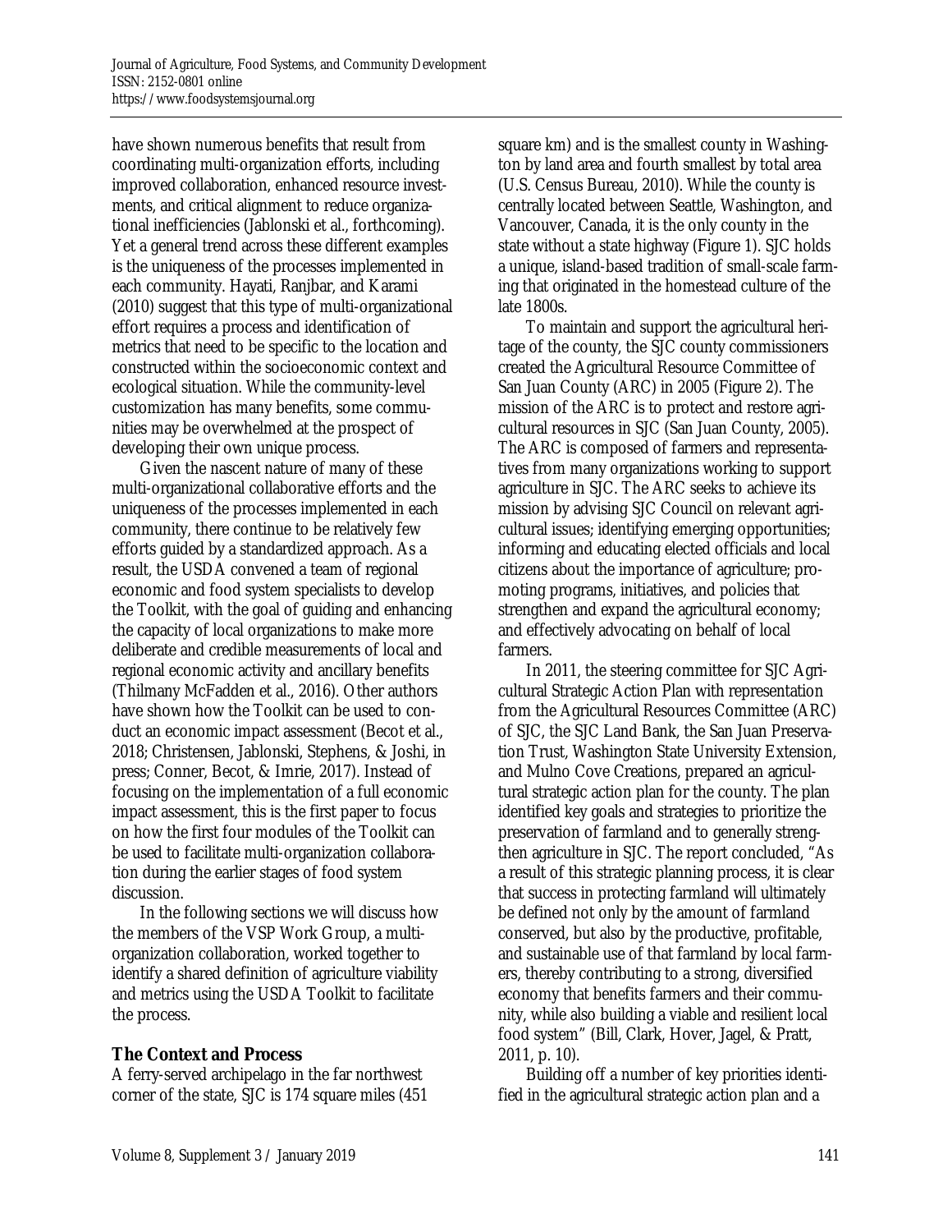have shown numerous benefits that result from coordinating multi-organization efforts, including improved collaboration, enhanced resource investments, and critical alignment to reduce organizational inefficiencies (Jablonski et al., forthcoming). Yet a general trend across these different examples is the uniqueness of the processes implemented in each community. Hayati, Ranjbar, and Karami (2010) suggest that this type of multi-organizational effort requires a process and identification of metrics that need to be specific to the location and constructed within the socioeconomic context and ecological situation. While the community-level customization has many benefits, some communities may be overwhelmed at the prospect of developing their own unique process.

Given the nascent nature of many of these multi-organizational collaborative efforts and the uniqueness of the processes implemented in each community, there continue to be relatively few efforts guided by a standardized approach. As a result, the USDA convened a team of regional economic and food system specialists to develop the Toolkit, with the goal of guiding and enhancing the capacity of local organizations to make more deliberate and credible measurements of local and regional economic activity and ancillary benefits (Thilmany McFadden et al., 2016). Other authors have shown how the Toolkit can be used to conduct an economic impact assessment (Becot et al., 2018; Christensen, Jablonski, Stephens, & Joshi, in press; Conner, Becot, & Imrie, 2017). Instead of focusing on the implementation of a full economic impact assessment, this is the first paper to focus on how the first four modules of the Toolkit can be used to facilitate multi-organization collaboration during the earlier stages of food system discussion.

In the following sections we will discuss how the members of the VSP Work Group, a multi-organization collaboration, worked together to identify a shared definition of agriculture viability and metrics using the USDA Toolkit to facilitate the process.

## The Context and Process

A ferry-served archipelago in the far northwest corner of the state, SJC is 174 square miles (451 square km) and is the smallest county in Washington by land area and fourth smallest by total area (U.S. Census Bureau, 2010). While the county is centrally located between Seattle, Washington, and Vancouver, Canada, it is the only county in the state without a state highway (Figure 1). SJC holds a unique, island-based tradition of small-scale farming that originated in the homestead culture of the late 1800s.

To maintain and support the agricultural heritage of the county, the SJC county commissioners created the Agricultural Resource Committee of San Juan County (ARC) in 2005 (Figure 2). The mission of the ARC is to protect and restore agricultural resources in SJC (San Juan County, 2005). The ARC is composed of farmers and representatives from many organizations working to support agriculture in SJC. The ARC seeks to achieve its mission by advising SJC Council on relevant agricultural issues; identifying emerging opportunities; informing and educating elected officials and local citizens about the importance of agriculture; promoting programs, initiatives, and policies that strengthen and expand the agricultural economy; and effectively advocating on behalf of local farmers.

In 2011, the steering committee for SJC Agricultural Strategic Action Plan with representation from the Agricultural Resources Committee (ARC) of SJC, the SJC Land Bank, the San Juan Preservation Trust, Washington State University Extension, and Mulno Cove Creations, prepared an agricultural strategic action plan for the county. The plan identified key goals and strategies to prioritize the preservation of farmland and to generally strengthen agriculture in SJC. The report concluded, "As a result of this strategic planning process, it is clear that success in protecting farmland will ultimately be defined not only by the amount of farmland conserved, but also by the productive, profitable, and sustainable use of that farmland by local farmers, thereby contributing to a strong, diversified economy that benefits farmers and their community, while also building a viable and resilient local food system" (Bill, Clark, Hover, Jagel, & Pratt, 2011, p. 10).

Building off a number of key priorities identified in the agricultural strategic action plan and a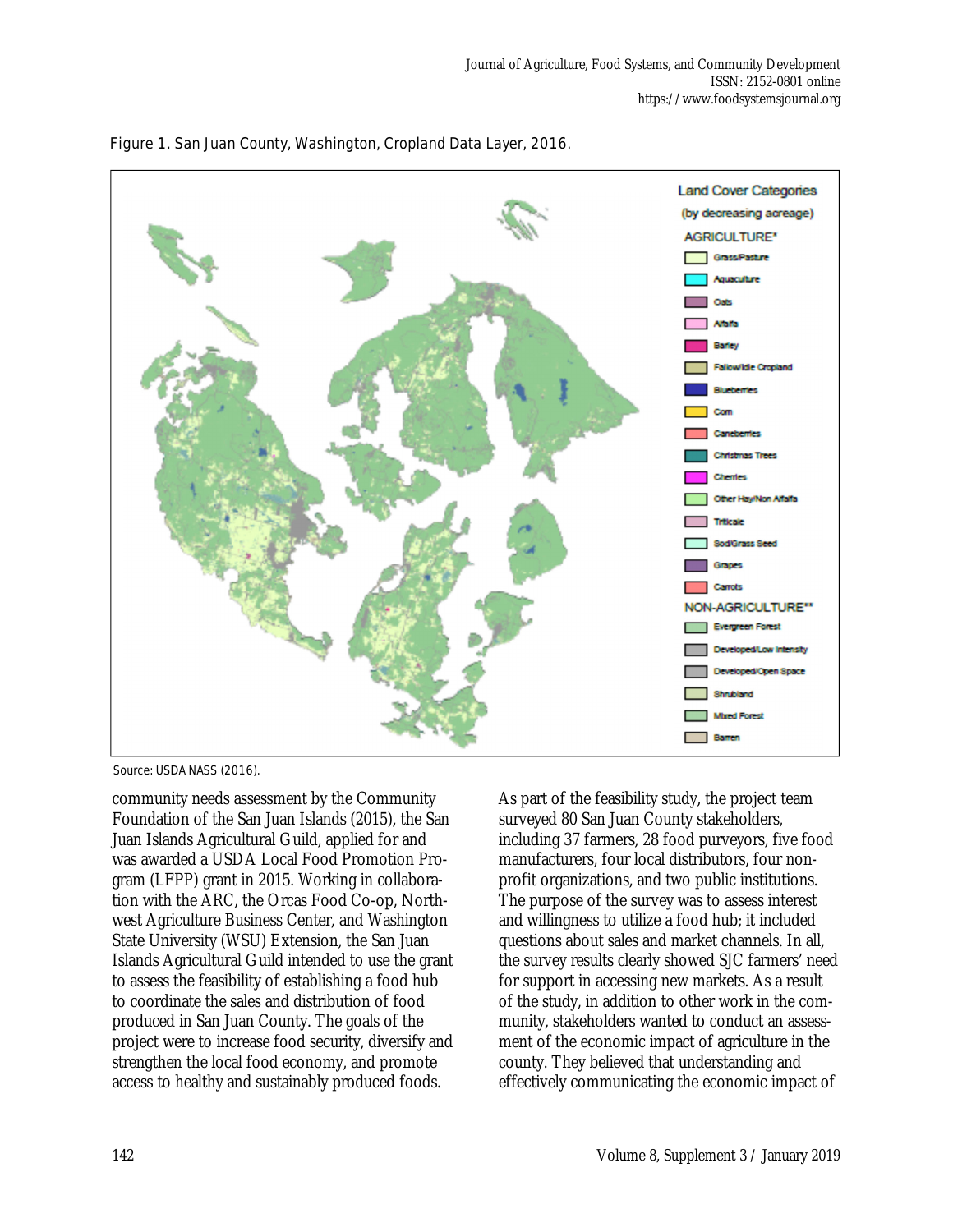Figure 1. San Juan County, Washington, Cropland Data Layer, 2016.

Land Cover Categories
(by decreasing acreage)

AGRICULTURE*
- Grass/Pasture
- Aquaculture
- Oats
- Alfalfa
- Barley
- Fallow/Idle Cropland
- Blueberries
- Corn
- Caneberries
- Christmas Trees
- Cherries
- Other Hay/Non Alfalfa
- Triticale
- Sod/Grass Seed
- Grapes
- Carrots

NON-AGRICULTURE**
- Evergreen Forest
- Developed/Low Intensity
- Developed/Open Space
- Shrubland
- Mixed Forest
- Barren

Source: USDA NASS (2016).

community needs assessment by the Community Foundation of the San Juan Islands (2015), the San Juan Islands Agricultural Guild, applied for and was awarded a USDA Local Food Promotion Program (LFPP) grant in 2015. Working in collaboration with the ARC, the Orcas Food Co-op, Northwest Agriculture Business Center, and Washington State University (WSU) Extension, the San Juan Islands Agricultural Guild intended to use the grant to assess the feasibility of establishing a food hub to coordinate the sales and distribution of food produced in San Juan County. The goals of the project were to increase food security, diversify and strengthen the local food economy, and promote access to healthy and sustainably produced foods.

As part of the feasibility study, the project team surveyed 80 San Juan County stakeholders, including 37 farmers, 28 food purveyors, five food manufacturers, four local distributors, four non-profit organizations, and two public institutions. The purpose of the survey was to assess interest and willingness to utilize a food hub; it included questions about sales and market channels. In all, the survey results clearly showed SJC farmers' need for support in accessing new markets. As a result of the study, in addition to other work in the community, stakeholders wanted to conduct an assessment of the economic impact of agriculture in the county. They believed that understanding and effectively communicating the economic impact of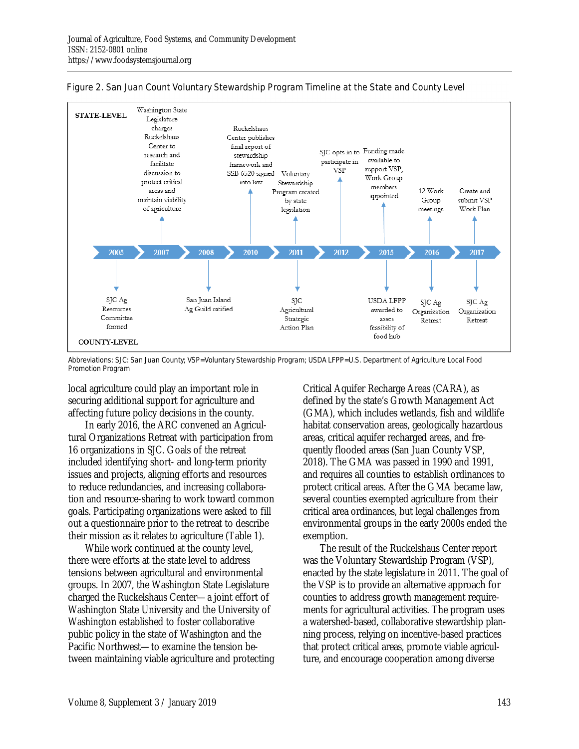Figure 2. San Juan Count Voluntary Stewardship Program Timeline at the State and County Level

| Year | STATE-LEVEL | COUNTY-LEVEL |
|---|---|---|
| 2005 | | SJC Ag Resources Committee formed |
| 2007 | Washington State Legislature charges Ruckelshaus Center to research and facilitate discussion to protect critical areas and maintain viability of agriculture | |
| 2008 | | San Juan Island Ag Guild ratified |
| 2010 | Ruckelshaus Center publishes final report of stewardship framework and SSB 6520 signed into law | |
| 2011 | Voluntary Stewardship Program created by state legislation | SJC Agricultural Strategic Action Plan |
| 2012 | SJC opts in to participate in VSP | |
| 2015 | Funding made available to support VSP, Work Group members appointed | USDA LFPP awarded to asses feasibility of food hub |
| 2016 | 12 Work Group meetings | SJC Ag Organization Retreat |
| 2017 | Create and submit VSP Work Plan | SJC Ag Organization Retreat |

Abbreviations: SJC: San Juan County; VSP=Voluntary Stewardship Program; USDA LFPP=U.S. Department of Agriculture Local Food Promotion Program

local agriculture could play an important role in securing additional support for agriculture and affecting future policy decisions in the county.

In early 2016, the ARC convened an Agricultural Organizations Retreat with participation from 16 organizations in SJC. Goals of the retreat included identifying short- and long-term priority issues and projects, aligning efforts and resources to reduce redundancies, and increasing collaboration and resource-sharing to work toward common goals. Participating organizations were asked to fill out a questionnaire prior to the retreat to describe their mission as it relates to agriculture (Table 1).

While work continued at the county level, there were efforts at the state level to address tensions between agricultural and environmental groups. In 2007, the Washington State Legislature charged the Ruckelshaus Center—a joint effort of Washington State University and the University of Washington established to foster collaborative public policy in the state of Washington and the Pacific Northwest—to examine the tension between maintaining viable agriculture and protecting Critical Aquifer Recharge Areas (CARA), as defined by the state's Growth Management Act (GMA), which includes wetlands, fish and wildlife habitat conservation areas, geologically hazardous areas, critical aquifer recharged areas, and frequently flooded areas (San Juan County VSP, 2018). The GMA was passed in 1990 and 1991, and requires all counties to establish ordinances to protect critical areas. After the GMA became law, several counties exempted agriculture from their critical area ordinances, but legal challenges from environmental groups in the early 2000s ended the exemption.

The result of the Ruckelshaus Center report was the Voluntary Stewardship Program (VSP), enacted by the state legislature in 2011. The goal of the VSP is to provide an alternative approach for counties to address growth management requirements for agricultural activities. The program uses a watershed-based, collaborative stewardship planning process, relying on incentive-based practices that protect critical areas, promote viable agriculture, and encourage cooperation among diverse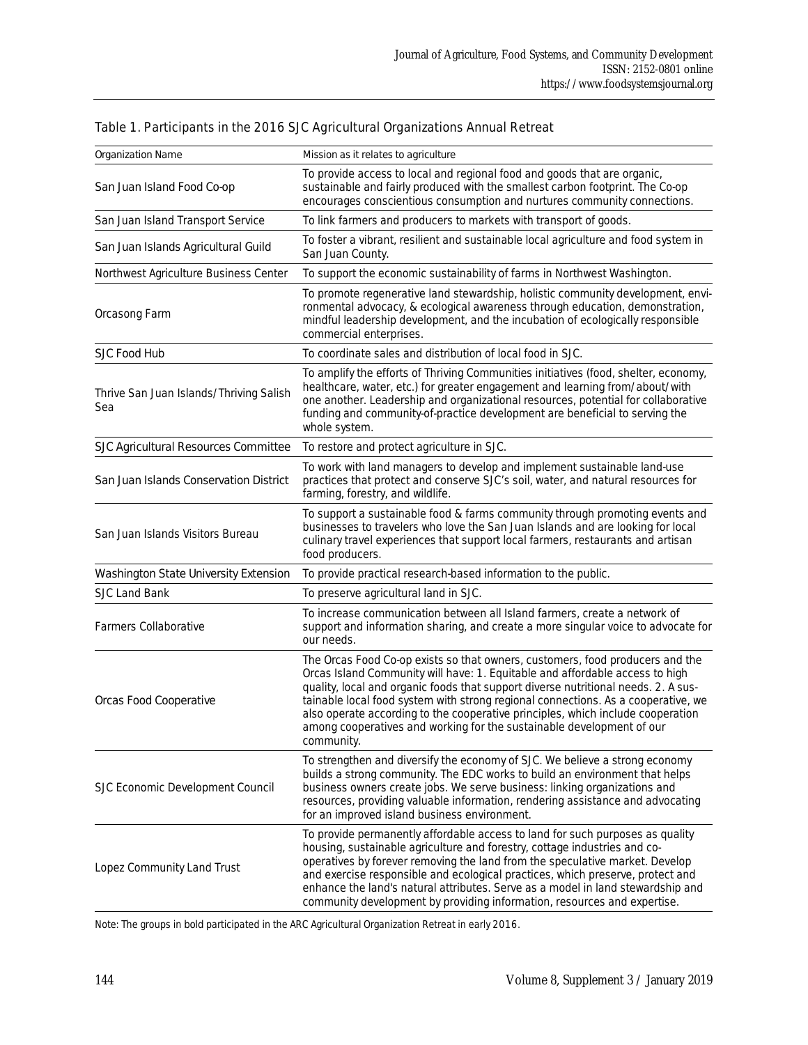Table 1. Participants in the 2016 SJC Agricultural Organizations Annual Retreat

| Organization Name | Mission as it relates to agriculture |
|---|---|
| San Juan Island Food Co-op | To provide access to local and regional food and goods that are organic, sustainable and fairly produced with the smallest carbon footprint. The Co-op encourages conscientious consumption and nurtures community connections. |
| San Juan Island Transport Service | To link farmers and producers to markets with transport of goods. |
| San Juan Islands Agricultural Guild | To foster a vibrant, resilient and sustainable local agriculture and food system in San Juan County. |
| Northwest Agriculture Business Center | To support the economic sustainability of farms in Northwest Washington. |
| Orcasong Farm | To promote regenerative land stewardship, holistic community development, environmental advocacy, & ecological awareness through education, demonstration, mindful leadership development, and the incubation of ecologically responsible commercial enterprises. |
| SJC Food Hub | To coordinate sales and distribution of local food in SJC. |
| Thrive San Juan Islands/Thriving Salish Sea | To amplify the efforts of Thriving Communities initiatives (food, shelter, economy, healthcare, water, etc.) for greater engagement and learning from/about/with one another. Leadership and organizational resources, potential for collaborative funding and community-of-practice development are beneficial to serving the whole system. |
| SJC Agricultural Resources Committee | To restore and protect agriculture in SJC. |
| San Juan Islands Conservation District | To work with land managers to develop and implement sustainable land-use practices that protect and conserve SJC's soil, water, and natural resources for farming, forestry, and wildlife. |
| San Juan Islands Visitors Bureau | To support a sustainable food & farms community through promoting events and businesses to travelers who love the San Juan Islands and are looking for local culinary travel experiences that support local farmers, restaurants and artisan food producers. |
| Washington State University Extension | To provide practical research-based information to the public. |
| SJC Land Bank | To preserve agricultural land in SJC. |
| Farmers Collaborative | To increase communication between all Island farmers, create a network of support and information sharing, and create a more singular voice to advocate for our needs. |
| Orcas Food Cooperative | The Orcas Food Co-op exists so that owners, customers, food producers and the Orcas Island Community will have: 1. Equitable and affordable access to high quality, local and organic foods that support diverse nutritional needs. 2. A sustainable local food system with strong regional connections. As a cooperative, we also operate according to the cooperative principles, which include cooperation among cooperatives and working for the sustainable development of our community. |
| SJC Economic Development Council | To strengthen and diversify the economy of SJC. We believe a strong economy builds a strong community. The EDC works to build an environment that helps business owners create jobs. We serve business: linking organizations and resources, providing valuable information, rendering assistance and advocating for an improved island business environment. |
| Lopez Community Land Trust | To provide permanently affordable access to land for such purposes as quality housing, sustainable agriculture and forestry, cottage industries and co-operatives by forever removing the land from the speculative market. Develop and exercise responsible and ecological practices, which preserve, protect and enhance the land's natural attributes. Serve as a model in land stewardship and community development by providing information, resources and expertise. |

Note: The groups in bold participated in the ARC Agricultural Organization Retreat in early 2016.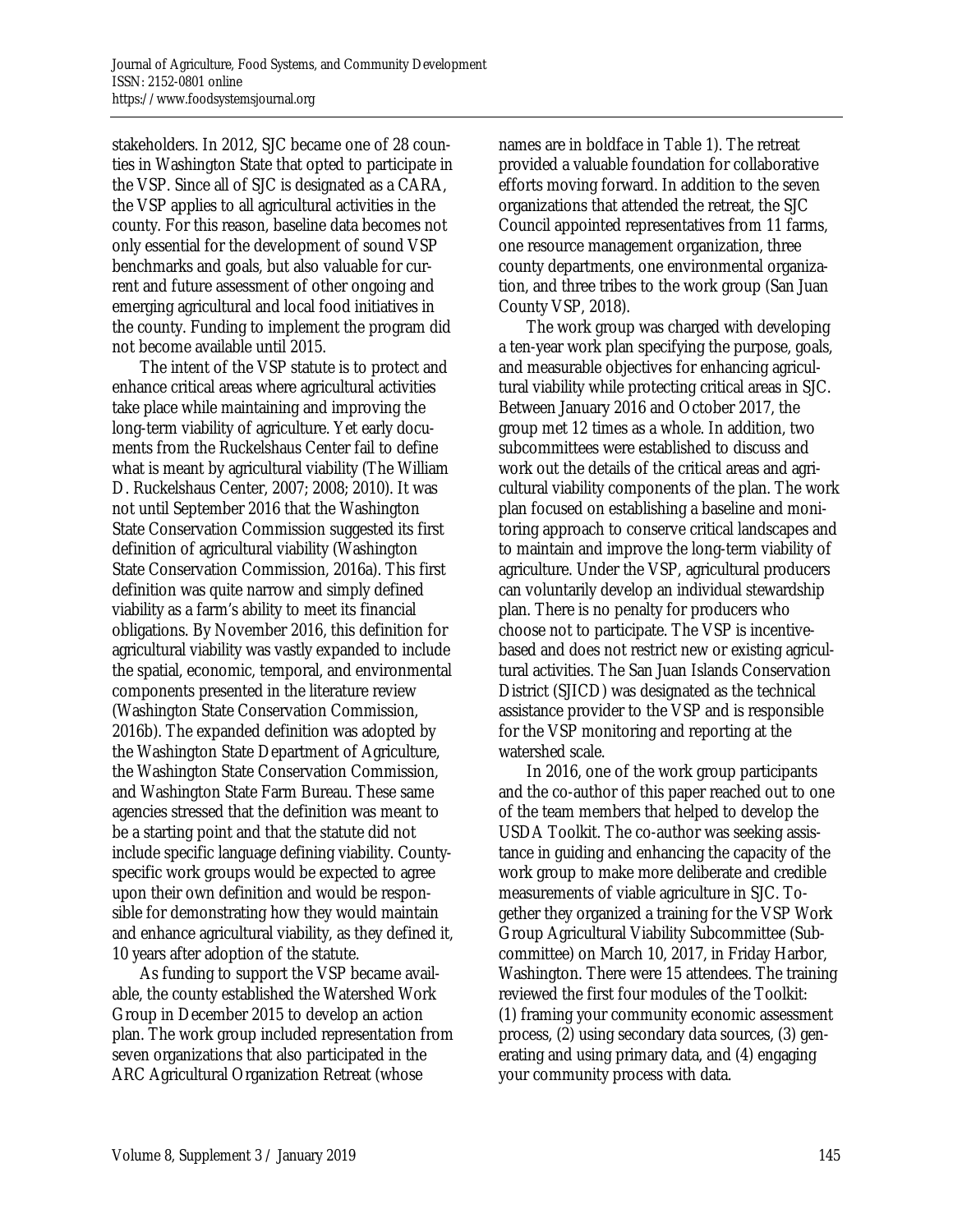stakeholders. In 2012, SJC became one of 28 counties in Washington State that opted to participate in the VSP. Since all of SJC is designated as a CARA, the VSP applies to all agricultural activities in the county. For this reason, baseline data becomes not only essential for the development of sound VSP benchmarks and goals, but also valuable for current and future assessment of other ongoing and emerging agricultural and local food initiatives in the county. Funding to implement the program did not become available until 2015.

The intent of the VSP statute is to protect and enhance critical areas where agricultural activities take place while maintaining and improving the long-term viability of agriculture. Yet early documents from the Ruckelshaus Center fail to define what is meant by agricultural viability (The William D. Ruckelshaus Center, 2007; 2008; 2010). It was not until September 2016 that the Washington State Conservation Commission suggested its first definition of agricultural viability (Washington State Conservation Commission, 2016a). This first definition was quite narrow and simply defined viability as a farm's ability to meet its financial obligations. By November 2016, this definition for agricultural viability was vastly expanded to include the spatial, economic, temporal, and environmental components presented in the literature review (Washington State Conservation Commission, 2016b). The expanded definition was adopted by the Washington State Department of Agriculture, the Washington State Conservation Commission, and Washington State Farm Bureau. These same agencies stressed that the definition was meant to be a starting point and that the statute did not include specific language defining viability. County-specific work groups would be expected to agree upon their own definition and would be responsible for demonstrating how they would maintain and enhance agricultural viability, as they defined it, 10 years after adoption of the statute.

As funding to support the VSP became available, the county established the Watershed Work Group in December 2015 to develop an action plan. The work group included representation from seven organizations that also participated in the ARC Agricultural Organization Retreat (whose names are in boldface in Table 1). The retreat provided a valuable foundation for collaborative efforts moving forward. In addition to the seven organizations that attended the retreat, the SJC Council appointed representatives from 11 farms, one resource management organization, three county departments, one environmental organization, and three tribes to the work group (San Juan County VSP, 2018).

The work group was charged with developing a ten-year work plan specifying the purpose, goals, and measurable objectives for enhancing agricultural viability while protecting critical areas in SJC. Between January 2016 and October 2017, the group met 12 times as a whole. In addition, two subcommittees were established to discuss and work out the details of the critical areas and agricultural viability components of the plan. The work plan focused on establishing a baseline and monitoring approach to conserve critical landscapes and to maintain and improve the long-term viability of agriculture. Under the VSP, agricultural producers can voluntarily develop an individual stewardship plan. There is no penalty for producers who choose not to participate. The VSP is incentive-based and does not restrict new or existing agricultural activities. The San Juan Islands Conservation District (SJICD) was designated as the technical assistance provider to the VSP and is responsible for the VSP monitoring and reporting at the watershed scale.

In 2016, one of the work group participants and the co-author of this paper reached out to one of the team members that helped to develop the USDA Toolkit. The co-author was seeking assistance in guiding and enhancing the capacity of the work group to make more deliberate and credible measurements of viable agriculture in SJC. Together they organized a training for the VSP Work Group Agricultural Viability Subcommittee (Subcommittee) on March 10, 2017, in Friday Harbor, Washington. There were 15 attendees. The training reviewed the first four modules of the Toolkit: (1) framing your community economic assessment process, (2) using secondary data sources, (3) generating and using primary data, and (4) engaging your community process with data.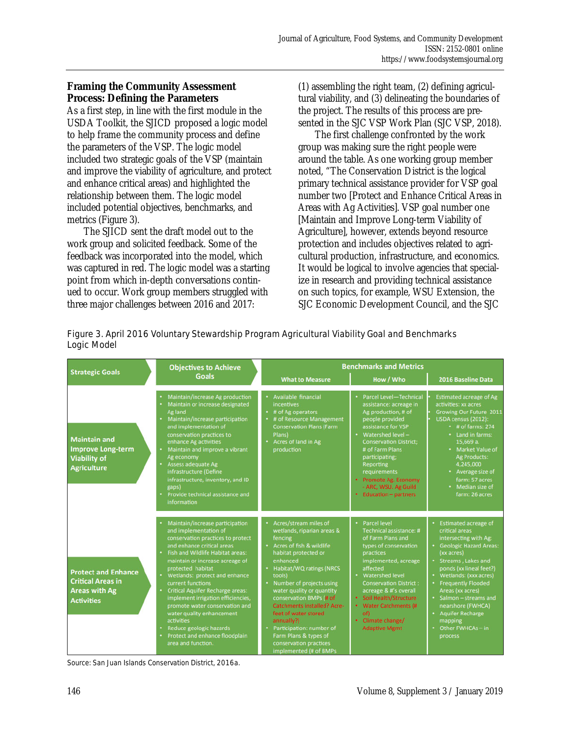## Framing the Community Assessment Process: Defining the Parameters

As a first step, in line with the first module in the USDA Toolkit, the SJICD proposed a logic model to help frame the community process and define the parameters of the VSP. The logic model included two strategic goals of the VSP (maintain and improve the viability of agriculture, and protect and enhance critical areas) and highlighted the relationship between them. The logic model included potential objectives, benchmarks, and metrics (Figure 3).

The SJICD sent the draft model out to the work group and solicited feedback. Some of the feedback was incorporated into the model, which was captured in red. The logic model was a starting point from which in-depth conversations continued to occur. Work group members struggled with three major challenges between 2016 and 2017: (1) assembling the right team, (2) defining agricultural viability, and (3) delineating the boundaries of the project. The results of this process are presented in the SJC VSP Work Plan (SJC VSP, 2018).

The first challenge confronted by the work group was making sure the right people were around the table. As one working group member noted, "The Conservation District is the logical primary technical assistance provider for VSP goal number two [Protect and Enhance Critical Areas in Areas with Ag Activities]. VSP goal number one [Maintain and Improve Long-term Viability of Agriculture], however, extends beyond resource protection and includes objectives related to agricultural production, infrastructure, and economics. It would be logical to involve agencies that specialize in research and providing technical assistance on such topics, for example, WSU Extension, the SJC Economic Development Council, and the SJC

Figure 3. April 2016 Voluntary Stewardship Program Agricultural Viability Goal and Benchmarks Logic Model

| Strategic Goals | Objectives to Achieve Goals | Benchmarks and Metrics | | |
|---|---|---|---|---|
| | | What to Measure | How / Who | 2016 Baseline Data |
| Maintain and Improve Long-term Viability of Agriculture | • Maintain/increase Ag production<br>• Maintain or increase designated Ag land<br>• Maintain/increase participation and implementation of conservation practices to enhance Ag activities<br>• Maintain and improve a vibrant Ag economy<br>• Assess adequate Ag infrastructure (Define infrastructure, inventory, and ID gaps)<br>• Provide technical assistance and information | • Available financial incentives<br>• # of Ag operators<br>• # of Resource Management Conservation Plans (Farm Plans)<br>• Acres of land in Ag production | • Parcel Level—Technical assistance: acreage in Ag production, # of people provided assistance for VSP<br>• Watershed level – Conservation District; # of Farm Plans participating; Reporting requirements<br>• Promote Ag. Economy - ARC, WSU, Ag Guild<br>• Education – partners | • Estimated acreage of Ag activities: xx acres<br>• Growing Our Future 2011 USDA census (2012):<br>  • # of farms: 274<br>  • Land in farms: 15,669 a.<br>  • Market Value of Ag Products: 4,245,000<br>  • Average size of farm: 57 acres<br>  • Median size of farm: 26 acres |
| Protect and Enhance Critical Areas in Areas with Ag Activities | • Maintain/increase participation and implementation of conservation practices to protect and enhance critical areas<br>• Fish and Wildlife Habitat areas: maintain or increase acreage of protected habitat<br>• Wetlands: protect and enhance current functions<br>• Critical Aquifer Recharge areas: implement irrigation efficiencies, promote water conservation and water quality enhancement activities<br>• Reduce geologic hazards<br>• Protect and enhance floodplain area and function. | • Acres/stream miles of wetlands, riparian areas & fencing<br>• Acres of fish & wildlife habitat protected or enhanced<br>• Habitat/WQ ratings (NRCS tools)<br>• Number of projects using water quality or quantity conservation BMPs (# of Catchments installed? Acre-feet of water stored annually?)<br>• Participation: number of Farm Plans & types of conservation practices implemented (# of BMPs | • Parcel level Technical assistance: # of Farm Plans and types of conservation practices implemented, acreage affected<br>• Watershed level Conservation District : acreage & #'s overall<br>• Soil Health/Structure<br>• Water Catchments (# of)<br>• Climate change/ Adaptive Mgmt | • Estimated acreage of critical areas intersecting with Ag:<br>• Geologic Hazard Areas: (xx acres)<br>• Streams , Lakes and ponds (xx lineal feet?)<br>• Wetlands: (xxx acres)<br>• Frequently Flooded Areas (xx acres)<br>• Salmon – streams and nearshore (FWHCA)<br>• Aquifer Recharge mapping<br>• Other FWHCAs – in process |

Source: San Juan Islands Conservation District, 2016a.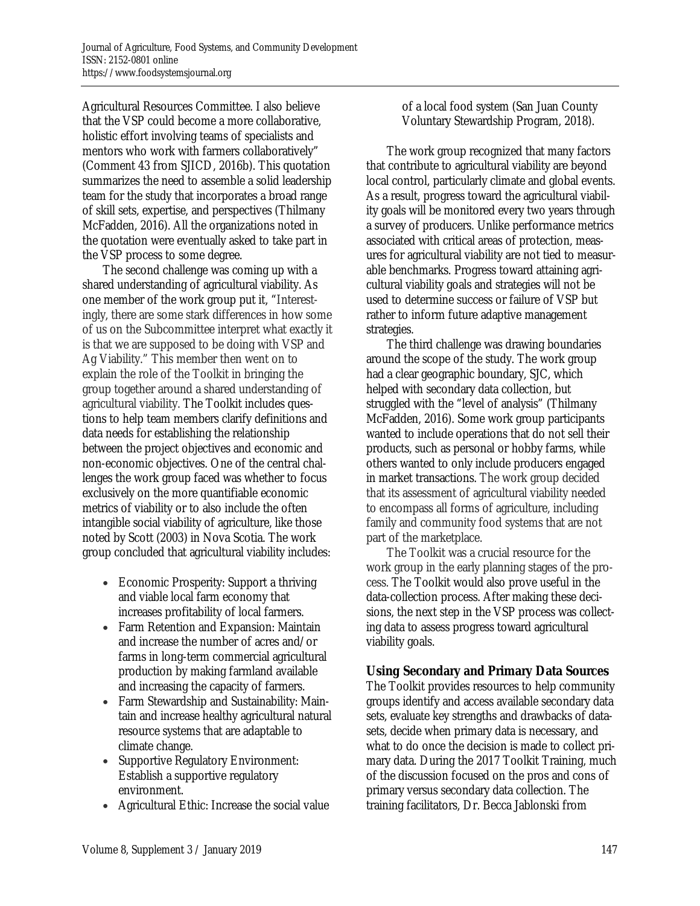Agricultural Resources Committee. I also believe that the VSP could become a more collaborative, holistic effort involving teams of specialists and mentors who work with farmers collaboratively" (Comment 43 from SJICD, 2016b). This quotation summarizes the need to assemble a solid leadership team for the study that incorporates a broad range of skill sets, expertise, and perspectives (Thilmany McFadden, 2016). All the organizations noted in the quotation were eventually asked to take part in the VSP process to some degree.

The second challenge was coming up with a shared understanding of agricultural viability. As one member of the work group put it, "Interestingly, there are some stark differences in how some of us on the Subcommittee interpret what exactly it is that we are supposed to be doing with VSP and Ag Viability." This member then went on to explain the role of the Toolkit in bringing the group together around a shared understanding of agricultural viability. The Toolkit includes questions to help team members clarify definitions and data needs for establishing the relationship between the project objectives and economic and non-economic objectives. One of the central challenges the work group faced was whether to focus exclusively on the more quantifiable economic metrics of viability or to also include the often intangible social viability of agriculture, like those noted by Scott (2003) in Nova Scotia. The work group concluded that agricultural viability includes:

- Economic Prosperity: Support a thriving and viable local farm economy that increases profitability of local farmers.
- Farm Retention and Expansion: Maintain and increase the number of acres and/or farms in long-term commercial agricultural production by making farmland available and increasing the capacity of farmers.
- Farm Stewardship and Sustainability: Maintain and increase healthy agricultural natural resource systems that are adaptable to climate change.
- Supportive Regulatory Environment: Establish a supportive regulatory environment.
- Agricultural Ethic: Increase the social value of a local food system (San Juan County Voluntary Stewardship Program, 2018).

The work group recognized that many factors that contribute to agricultural viability are beyond local control, particularly climate and global events. As a result, progress toward the agricultural viability goals will be monitored every two years through a survey of producers. Unlike performance metrics associated with critical areas of protection, measures for agricultural viability are not tied to measurable benchmarks. Progress toward attaining agricultural viability goals and strategies will not be used to determine success or failure of VSP but rather to inform future adaptive management strategies.

The third challenge was drawing boundaries around the scope of the study. The work group had a clear geographic boundary, SJC, which helped with secondary data collection, but struggled with the "level of analysis" (Thilmany McFadden, 2016). Some work group participants wanted to include operations that do not sell their products, such as personal or hobby farms, while others wanted to only include producers engaged in market transactions. The work group decided that its assessment of agricultural viability needed to encompass all forms of agriculture, including family and community food systems that are not part of the marketplace.

The Toolkit was a crucial resource for the work group in the early planning stages of the process. The Toolkit would also prove useful in the data-collection process. After making these decisions, the next step in the VSP process was collecting data to assess progress toward agricultural viability goals.

## Using Secondary and Primary Data Sources

The Toolkit provides resources to help community groups identify and access available secondary data sets, evaluate key strengths and drawbacks of datasets, decide when primary data is necessary, and what to do once the decision is made to collect primary data. During the 2017 Toolkit Training, much of the discussion focused on the pros and cons of primary versus secondary data collection. The training facilitators, Dr. Becca Jablonski from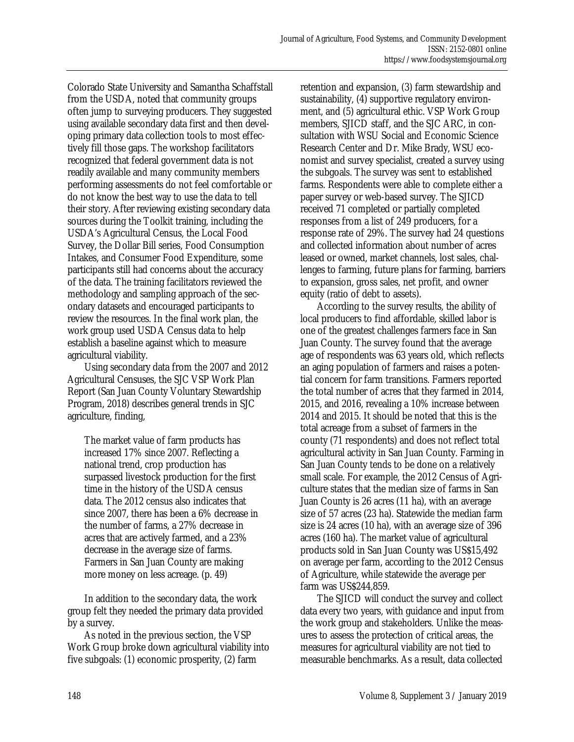Colorado State University and Samantha Schaffstall from the USDA, noted that community groups often jump to surveying producers. They suggested using available secondary data first and then developing primary data collection tools to most effectively fill those gaps. The workshop facilitators recognized that federal government data is not readily available and many community members performing assessments do not feel comfortable or do not know the best way to use the data to tell their story. After reviewing existing secondary data sources during the Toolkit training, including the USDA's Agricultural Census, the Local Food Survey, the Dollar Bill series, Food Consumption Intakes, and Consumer Food Expenditure, some participants still had concerns about the accuracy of the data. The training facilitators reviewed the methodology and sampling approach of the secondary datasets and encouraged participants to review the resources. In the final work plan, the work group used USDA Census data to help establish a baseline against which to measure agricultural viability.

Using secondary data from the 2007 and 2012 Agricultural Censuses, the SJC VSP Work Plan Report (San Juan County Voluntary Stewardship Program, 2018) describes general trends in SJC agriculture, finding,

> The market value of farm products has increased 17% since 2007. Reflecting a national trend, crop production has surpassed livestock production for the first time in the history of the USDA census data. The 2012 census also indicates that since 2007, there has been a 6% decrease in the number of farms, a 27% decrease in acres that are actively farmed, and a 23% decrease in the average size of farms. Farmers in San Juan County are making more money on less acreage. (p. 49)

In addition to the secondary data, the work group felt they needed the primary data provided by a survey.

As noted in the previous section, the VSP Work Group broke down agricultural viability into five subgoals: (1) economic prosperity, (2) farm retention and expansion, (3) farm stewardship and sustainability, (4) supportive regulatory environment, and (5) agricultural ethic. VSP Work Group members, SJICD staff, and the SJC ARC, in consultation with WSU Social and Economic Science Research Center and Dr. Mike Brady, WSU economist and survey specialist, created a survey using the subgoals. The survey was sent to established farms. Respondents were able to complete either a paper survey or web-based survey. The SJICD received 71 completed or partially completed responses from a list of 249 producers, for a response rate of 29%. The survey had 24 questions and collected information about number of acres leased or owned, market channels, lost sales, challenges to farming, future plans for farming, barriers to expansion, gross sales, net profit, and owner equity (ratio of debt to assets).

According to the survey results, the ability of local producers to find affordable, skilled labor is one of the greatest challenges farmers face in San Juan County. The survey found that the average age of respondents was 63 years old, which reflects an aging population of farmers and raises a potential concern for farm transitions. Farmers reported the total number of acres that they farmed in 2014, 2015, and 2016, revealing a 10% increase between 2014 and 2015. It should be noted that this is the total acreage from a subset of farmers in the county (71 respondents) and does not reflect total agricultural activity in San Juan County. Farming in San Juan County tends to be done on a relatively small scale. For example, the 2012 Census of Agriculture states that the median size of farms in San Juan County is 26 acres (11 ha), with an average size of 57 acres (23 ha). Statewide the median farm size is 24 acres (10 ha), with an average size of 396 acres (160 ha). The market value of agricultural products sold in San Juan County was US$15,492 on average per farm, according to the 2012 Census of Agriculture, while statewide the average per farm was US$244,859.

The SJICD will conduct the survey and collect data every two years, with guidance and input from the work group and stakeholders. Unlike the measures to assess the protection of critical areas, the measures for agricultural viability are not tied to measurable benchmarks. As a result, data collected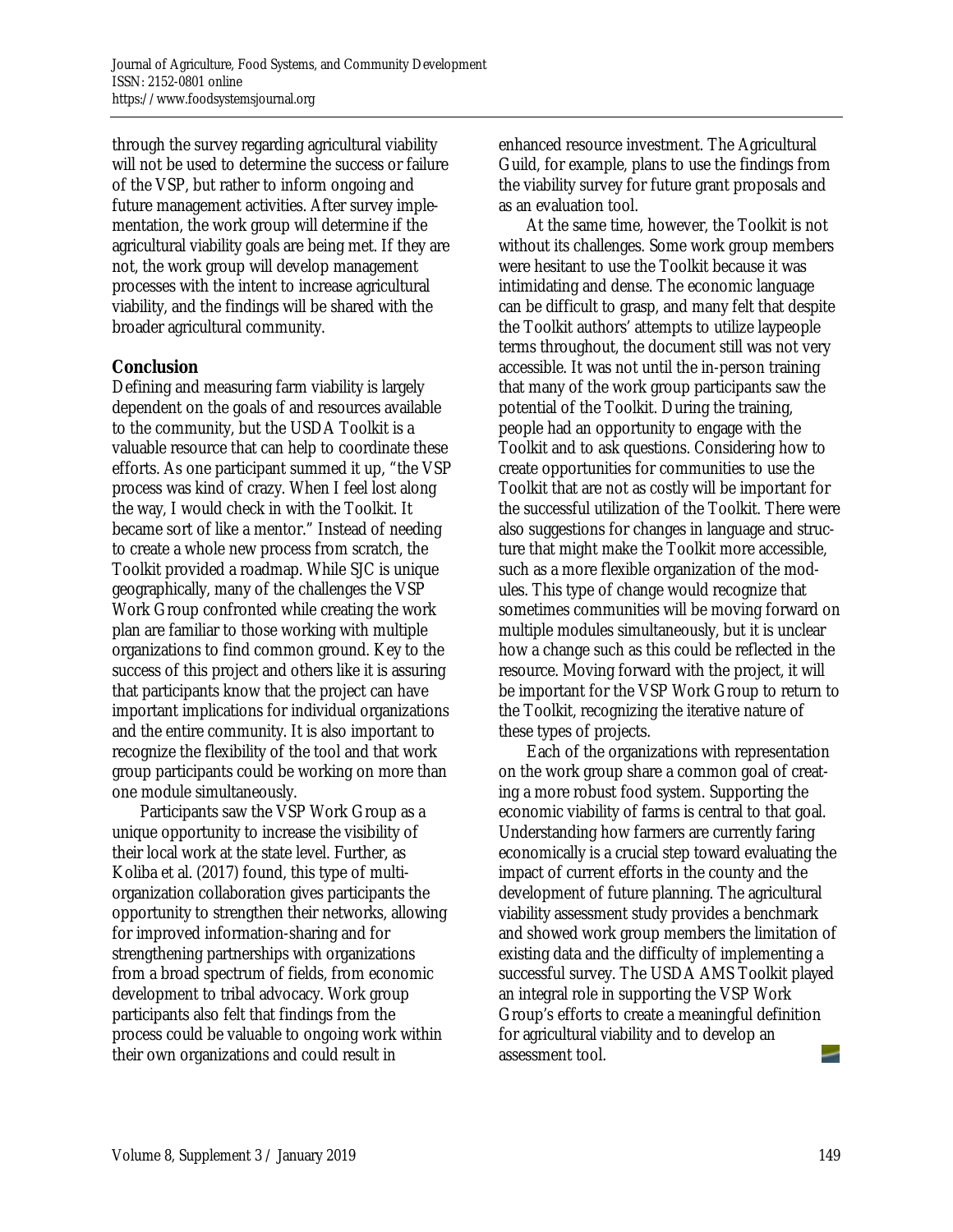through the survey regarding agricultural viability will not be used to determine the success or failure of the VSP, but rather to inform ongoing and future management activities. After survey implementation, the work group will determine if the agricultural viability goals are being met. If they are not, the work group will develop management processes with the intent to increase agricultural viability, and the findings will be shared with the broader agricultural community.

## Conclusion

Defining and measuring farm viability is largely dependent on the goals of and resources available to the community, but the USDA Toolkit is a valuable resource that can help to coordinate these efforts. As one participant summed it up, "the VSP process was kind of crazy. When I feel lost along the way, I would check in with the Toolkit. It became sort of like a mentor." Instead of needing to create a whole new process from scratch, the Toolkit provided a roadmap. While SJC is unique geographically, many of the challenges the VSP Work Group confronted while creating the work plan are familiar to those working with multiple organizations to find common ground. Key to the success of this project and others like it is assuring that participants know that the project can have important implications for individual organizations and the entire community. It is also important to recognize the flexibility of the tool and that work group participants could be working on more than one module simultaneously.

Participants saw the VSP Work Group as a unique opportunity to increase the visibility of their local work at the state level. Further, as Koliba et al. (2017) found, this type of multi-organization collaboration gives participants the opportunity to strengthen their networks, allowing for improved information-sharing and for strengthening partnerships with organizations from a broad spectrum of fields, from economic development to tribal advocacy. Work group participants also felt that findings from the process could be valuable to ongoing work within their own organizations and could result in enhanced resource investment. The Agricultural Guild, for example, plans to use the findings from the viability survey for future grant proposals and as an evaluation tool.

At the same time, however, the Toolkit is not without its challenges. Some work group members were hesitant to use the Toolkit because it was intimidating and dense. The economic language can be difficult to grasp, and many felt that despite the Toolkit authors' attempts to utilize laypeople terms throughout, the document still was not very accessible. It was not until the in-person training that many of the work group participants saw the potential of the Toolkit. During the training, people had an opportunity to engage with the Toolkit and to ask questions. Considering how to create opportunities for communities to use the Toolkit that are not as costly will be important for the successful utilization of the Toolkit. There were also suggestions for changes in language and structure that might make the Toolkit more accessible, such as a more flexible organization of the modules. This type of change would recognize that sometimes communities will be moving forward on multiple modules simultaneously, but it is unclear how a change such as this could be reflected in the resource. Moving forward with the project, it will be important for the VSP Work Group to return to the Toolkit, recognizing the iterative nature of these types of projects.

Each of the organizations with representation on the work group share a common goal of creating a more robust food system. Supporting the economic viability of farms is central to that goal. Understanding how farmers are currently faring economically is a crucial step toward evaluating the impact of current efforts in the county and the development of future planning. The agricultural viability assessment study provides a benchmark and showed work group members the limitation of existing data and the difficulty of implementing a successful survey. The USDA AMS Toolkit played an integral role in supporting the VSP Work Group's efforts to create a meaningful definition for agricultural viability and to develop an assessment tool.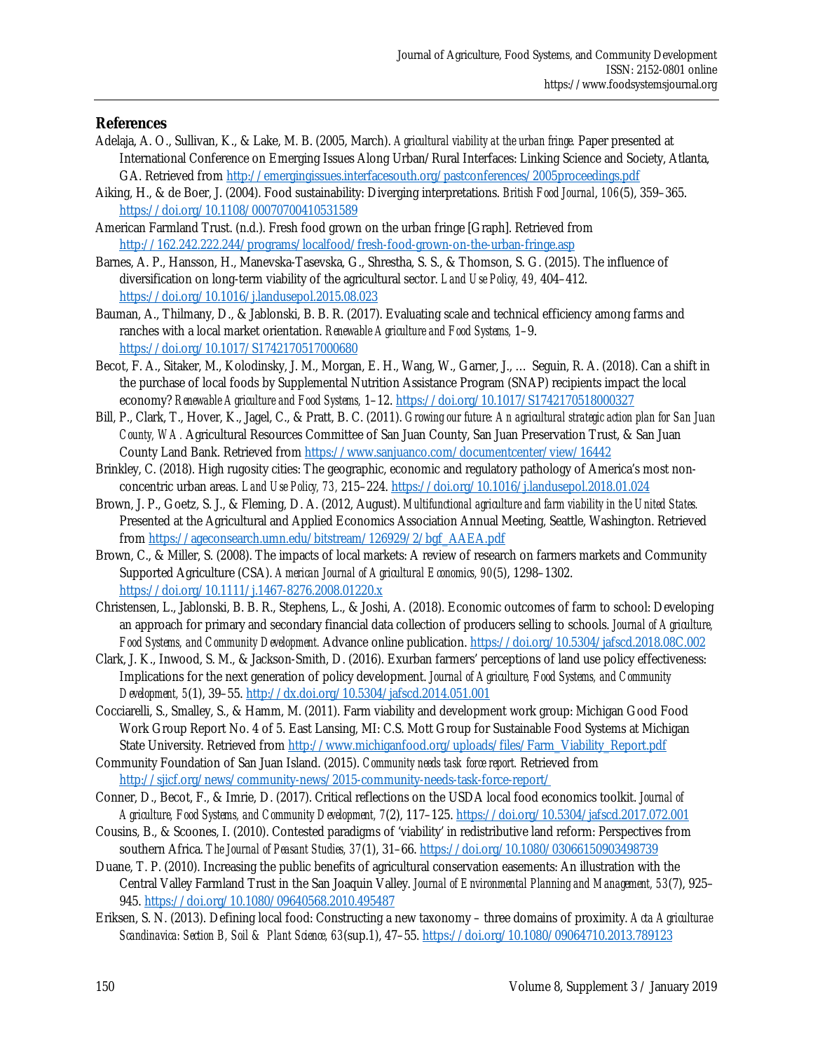## References

Adelaja, A. O., Sullivan, K., & Lake, M. B. (2005, March). *Agricultural viability at the urban fringe.* Paper presented at International Conference on Emerging Issues Along Urban/Rural Interfaces: Linking Science and Society, Atlanta, GA. Retrieved from http://emergingissues.interfacesouth.org/pastconferences/2005proceedings.pdf

Aiking, H., & de Boer, J. (2004). Food sustainability: Diverging interpretations. *British Food Journal, 106*(5), 359–365. https://doi.org/10.1108/00070700410531589

American Farmland Trust. (n.d.). Fresh food grown on the urban fringe [Graph]. Retrieved from http://162.242.222.244/programs/localfood/fresh-food-grown-on-the-urban-fringe.asp

Barnes, A. P., Hansson, H., Manevska-Tasevska, G., Shrestha, S. S., & Thomson, S. G. (2015). The influence of diversification on long-term viability of the agricultural sector. *Land Use Policy, 49*, 404–412. https://doi.org/10.1016/j.landusepol.2015.08.023

Bauman, A., Thilmany, D., & Jablonski, B. B. R. (2017). Evaluating scale and technical efficiency among farms and ranches with a local market orientation. *Renewable Agriculture and Food Systems,* 1–9. https://doi.org/10.1017/S1742170517000680

Becot, F. A., Sitaker, M., Kolodinsky, J. M., Morgan, E. H., Wang, W., Garner, J., … Seguin, R. A. (2018). Can a shift in the purchase of local foods by Supplemental Nutrition Assistance Program (SNAP) recipients impact the local economy? *Renewable Agriculture and Food Systems,* 1–12. https://doi.org/10.1017/S1742170518000327

Bill, P., Clark, T., Hover, K., Jagel, C., & Pratt, B. C. (2011). *Growing our future: An agricultural strategic action plan for San Juan County, WA.* Agricultural Resources Committee of San Juan County, San Juan Preservation Trust, & San Juan County Land Bank. Retrieved from https://www.sanjuanco.com/documentcenter/view/16442

Brinkley, C. (2018). High rugosity cities: The geographic, economic and regulatory pathology of America's most non-concentric urban areas. *Land Use Policy, 73*, 215–224. https://doi.org/10.1016/j.landusepol.2018.01.024

Brown, J. P., Goetz, S. J., & Fleming, D. A. (2012, August). *Multifunctional agriculture and farm viability in the United States.* Presented at the Agricultural and Applied Economics Association Annual Meeting, Seattle, Washington. Retrieved from https://ageconsearch.umn.edu/bitstream/126929/2/bgf_AAEA.pdf

Brown, C., & Miller, S. (2008). The impacts of local markets: A review of research on farmers markets and Community Supported Agriculture (CSA). *American Journal of Agricultural Economics, 90*(5), 1298–1302. https://doi.org/10.1111/j.1467-8276.2008.01220.x

Christensen, L., Jablonski, B. B. R., Stephens, L., & Joshi, A. (2018). Economic outcomes of farm to school: Developing an approach for primary and secondary financial data collection of producers selling to schools. *Journal of Agriculture, Food Systems, and Community Development.* Advance online publication. https://doi.org/10.5304/jafscd.2018.08C.002

Clark, J. K., Inwood, S. M., & Jackson-Smith, D. (2016). Exurban farmers' perceptions of land use policy effectiveness: Implications for the next generation of policy development. *Journal of Agriculture, Food Systems, and Community Development, 5*(1), 39–55. http://dx.doi.org/10.5304/jafscd.2014.051.001

Cocciarelli, S., Smalley, S., & Hamm, M. (2011). Farm viability and development work group: Michigan Good Food Work Group Report No. 4 of 5. East Lansing, MI: C.S. Mott Group for Sustainable Food Systems at Michigan State University. Retrieved from http://www.michiganfood.org/uploads/files/Farm_Viability_Report.pdf

Community Foundation of San Juan Island. (2015). *Community needs task force report.* Retrieved from http://sjicf.org/news/community-news/2015-community-needs-task-force-report/

Conner, D., Becot, F., & Imrie, D. (2017). Critical reflections on the USDA local food economics toolkit. *Journal of Agriculture, Food Systems, and Community Development, 7*(2), 117–125. https://doi.org/10.5304/jafscd.2017.072.001

Cousins, B., & Scoones, I. (2010). Contested paradigms of 'viability' in redistributive land reform: Perspectives from southern Africa. *The Journal of Peasant Studies, 37*(1), 31–66. https://doi.org/10.1080/03066150903498739

Duane, T. P. (2010). Increasing the public benefits of agricultural conservation easements: An illustration with the Central Valley Farmland Trust in the San Joaquin Valley. *Journal of Environmental Planning and Management, 53*(7), 925–945. https://doi.org/10.1080/09640568.2010.495487

Eriksen, S. N. (2013). Defining local food: Constructing a new taxonomy – three domains of proximity. *Acta Agriculturae Scandinavica: Section B, Soil & Plant Science, 63*(sup.1), 47–55. https://doi.org/10.1080/09064710.2013.789123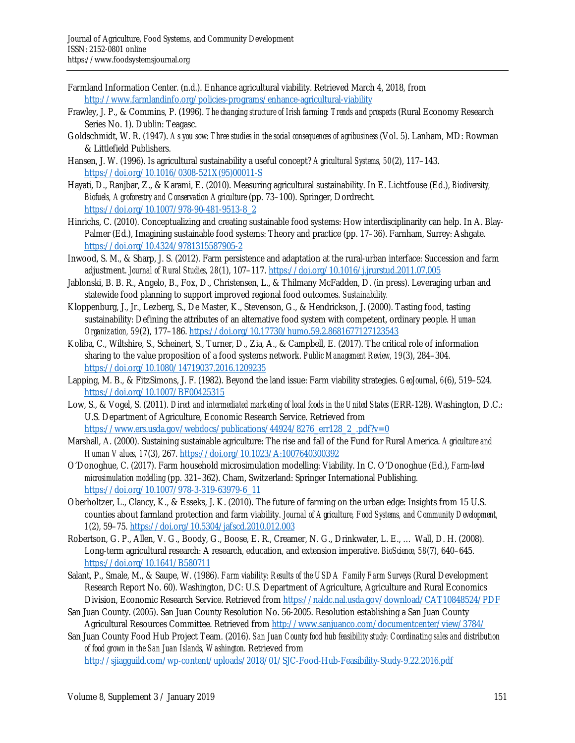Farmland Information Center. (n.d.). Enhance agricultural viability. Retrieved March 4, 2018, from http://www.farmlandinfo.org/policies-programs/enhance-agricultural-viability

Frawley, J. P., & Commins, P. (1996). *The changing structure of Irish farming: Trends and prospects* (Rural Economy Research Series No. 1). Dublin: Teagasc.

Goldschmidt, W. R. (1947). *As you sow: Three studies in the social consequences of agribusiness* (Vol. 5). Lanham, MD: Rowman & Littlefield Publishers.

Hansen, J. W. (1996). Is agricultural sustainability a useful concept? *Agricultural Systems, 50*(2), 117–143. https://doi.org/10.1016/0308-521X(95)00011-S

Hayati, D., Ranjbar, Z., & Karami, E. (2010). Measuring agricultural sustainability. In E. Lichtfouse (Ed.), *Biodiversity, Biofuels, Agroforestry and Conservation Agriculture* (pp. 73–100). Springer, Dordrecht. https://doi.org/10.1007/978-90-481-9513-8_2

Hinrichs, C. (2010). Conceptualizing and creating sustainable food systems: How interdisciplinarity can help. In A. Blay-Palmer (Ed.), Imagining sustainable food systems: Theory and practice (pp. 17–36). Farnham, Surrey: Ashgate. https://doi.org/10.4324/9781315587905-2

Inwood, S. M., & Sharp, J. S. (2012). Farm persistence and adaptation at the rural-urban interface: Succession and farm adjustment. *Journal of Rural Studies, 28*(1), 107–117. https://doi.org/10.1016/j.jrurstud.2011.07.005

Jablonski, B. B. R., Angelo, B., Fox, D., Christensen, L., & Thilmany McFadden, D. (in press). Leveraging urban and statewide food planning to support improved regional food outcomes. *Sustainability.*

Kloppenburg, J., Jr., Lezberg, S., De Master, K., Stevenson, G., & Hendrickson, J. (2000). Tasting food, tasting sustainability: Defining the attributes of an alternative food system with competent, ordinary people. *Human Organization, 59*(2), 177–186. https://doi.org/10.17730/humo.59.2.8681677127123543

Koliba, C., Wiltshire, S., Scheinert, S., Turner, D., Zia, A., & Campbell, E. (2017). The critical role of information sharing to the value proposition of a food systems network. *Public Management Review, 19*(3), 284–304. https://doi.org/10.1080/14719037.2016.1209235

Lapping, M. B., & FitzSimons, J. F. (1982). Beyond the land issue: Farm viability strategies. *GeoJournal, 6*(6), 519–524. https://doi.org/10.1007/BF00425315

Low, S., & Vogel, S. (2011). *Direct and intermediated marketing of local foods in the United States* (ERR-128). Washington, D.C.: U.S. Department of Agriculture, Economic Research Service. Retrieved from https://www.ers.usda.gov/webdocs/publications/44924/8276_err128_2_.pdf?v=0

Marshall, A. (2000). Sustaining sustainable agriculture: The rise and fall of the Fund for Rural America. *Agriculture and Human Values, 17*(3), 267. https://doi.org/10.1023/A:1007640300392

O'Donoghue, C. (2017). Farm household microsimulation modelling: Viability. In C. O'Donoghue (Ed.), *Farm-level microsimulation modelling* (pp. 321–362). Cham, Switzerland: Springer International Publishing. https://doi.org/10.1007/978-3-319-63979-6_11

Oberholtzer, L., Clancy, K., & Esseks, J. K. (2010). The future of farming on the urban edge: Insights from 15 U.S. counties about farmland protection and farm viability. *Journal of Agriculture, Food Systems, and Community Development,* 1(2), 59–75. https://doi.org/10.5304/jafscd.2010.012.003

Robertson, G. P., Allen, V. G., Boody, G., Boose, E. R., Creamer, N. G., Drinkwater, L. E., … Wall, D. H. (2008). Long-term agricultural research: A research, education, and extension imperative. *BioScience, 58*(7), 640–645. https://doi.org/10.1641/B580711

Salant, P., Smale, M., & Saupe, W. (1986). *Farm viability: Results of the USDA Family Farm Surveys* (Rural Development Research Report No. 60). Washington, DC: U.S. Department of Agriculture, Agriculture and Rural Economics Division, Economic Research Service. Retrieved from https://naldc.nal.usda.gov/download/CAT10848524/PDF

San Juan County. (2005). San Juan County Resolution No. 56-2005. Resolution establishing a San Juan County Agricultural Resources Committee. Retrieved from http://www.sanjuanco.com/documentcenter/view/3784/

San Juan County Food Hub Project Team. (2016). *San Juan County food hub feasibility study: Coordinating sales and distribution of food grown in the San Juan Islands, Washington.* Retrieved from http://sjiagguild.com/wp-content/uploads/2018/01/SJC-Food-Hub-Feasibility-Study-9.22.2016.pdf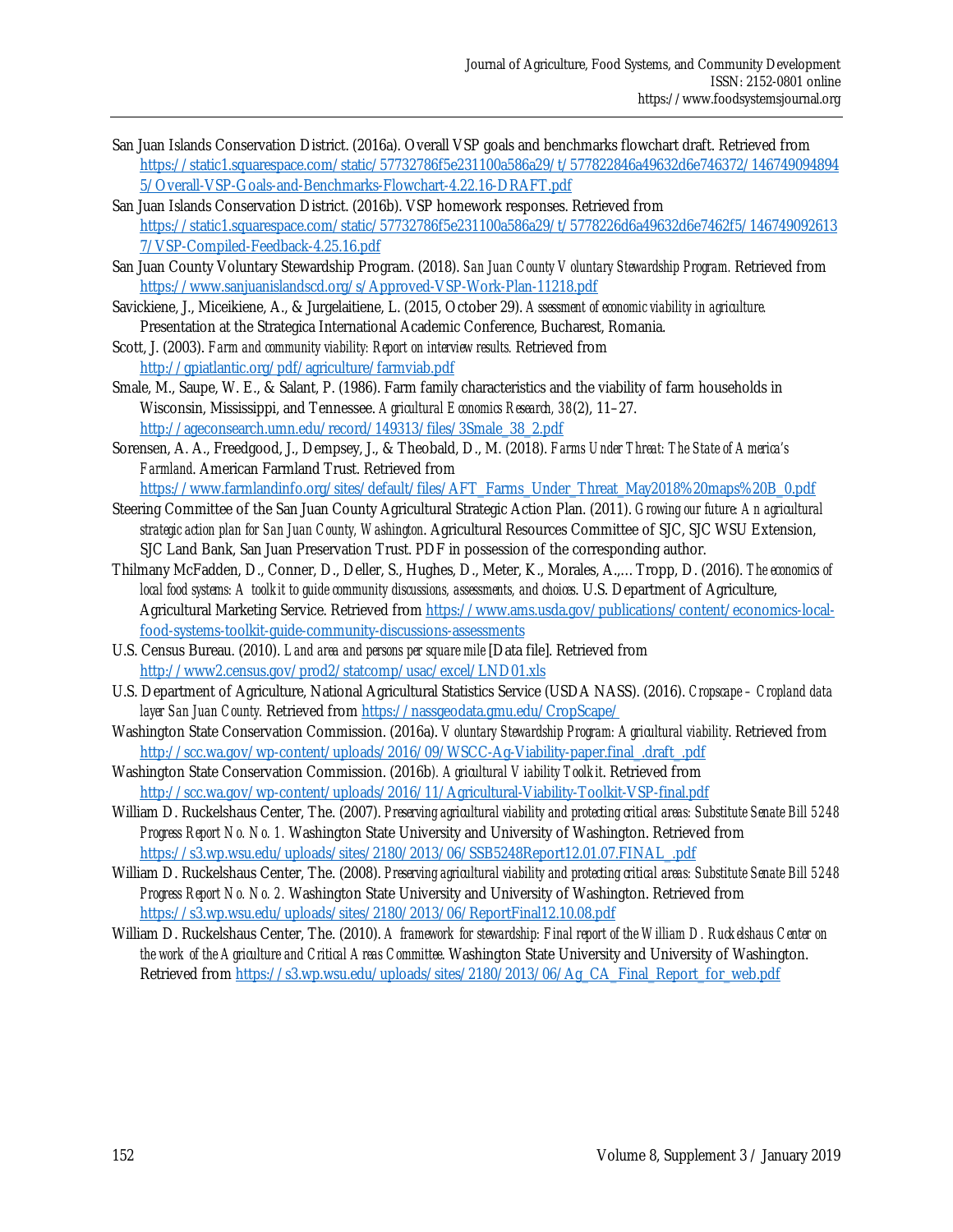San Juan Islands Conservation District. (2016a). Overall VSP goals and benchmarks flowchart draft. Retrieved from https://static1.squarespace.com/static/57732786f5e231100a586a29/t/577822846a49632d6e746372/1467490948945/Overall-VSP-Goals-and-Benchmarks-Flowchart-4.22.16-DRAFT.pdf

San Juan Islands Conservation District. (2016b). VSP homework responses. Retrieved from https://static1.squarespace.com/static/57732786f5e231100a586a29/t/5778226d6a49632d6e7462f5/1467490926137/VSP-Compiled-Feedback-4.25.16.pdf

San Juan County Voluntary Stewardship Program. (2018). *San Juan County Voluntary Stewardship Program.* Retrieved from https://www.sanjuanislandscd.org/s/Approved-VSP-Work-Plan-11218.pdf

Savickiene, J., Miceikiene, A., & Jurgelaitiene, L. (2015, October 29). *Assessment of economic viability in agriculture.* Presentation at the Strategica International Academic Conference, Bucharest, Romania.

Scott, J. (2003). *Farm and community viability: Report on interview results.* Retrieved from http://gpiatlantic.org/pdf/agriculture/farmviab.pdf

Smale, M., Saupe, W. E., & Salant, P. (1986). Farm family characteristics and the viability of farm households in Wisconsin, Mississippi, and Tennessee. *Agricultural Economics Research, 38*(2), 11–27. http://ageconsearch.umn.edu/record/149313/files/3Smale_38_2.pdf

Sorensen, A. A., Freedgood, J., Dempsey, J., & Theobald, D., M. (2018). *Farms Under Threat: The State of America's Farmland*. American Farmland Trust. Retrieved from https://www.farmlandinfo.org/sites/default/files/AFT_Farms_Under_Threat_May2018%20maps%20B_0.pdf

Steering Committee of the San Juan County Agricultural Strategic Action Plan. (2011). *Growing our future: An agricultural strategic action plan for San Juan County, Washington*. Agricultural Resources Committee of SJC, SJC WSU Extension, SJC Land Bank, San Juan Preservation Trust. PDF in possession of the corresponding author.

Thilmany McFadden, D., Conner, D., Deller, S., Hughes, D., Meter, K., Morales, A.,… Tropp, D. (2016). *The economics of local food systems: A toolkit to guide community discussions, assessments, and choices*. U.S. Department of Agriculture, Agricultural Marketing Service. Retrieved from https://www.ams.usda.gov/publications/content/economics-local-food-systems-toolkit-guide-community-discussions-assessments

U.S. Census Bureau. (2010). *Land area and persons per square mile* [Data file]. Retrieved from http://www2.census.gov/prod2/statcomp/usac/excel/LND01.xls

U.S. Department of Agriculture, National Agricultural Statistics Service (USDA NASS). (2016). *Cropscape – Cropland data layer San Juan County.* Retrieved from https://nassgeodata.gmu.edu/CropScape/

Washington State Conservation Commission. (2016a). *Voluntary Stewardship Program: Agricultural viability*. Retrieved from http://scc.wa.gov/wp-content/uploads/2016/09/WSCC-Ag-Viability-paper.final_.draft_.pdf

Washington State Conservation Commission. (2016b). *Agricultural Viability Toolkit*. Retrieved from http://scc.wa.gov/wp-content/uploads/2016/11/Agricultural-Viability-Toolkit-VSP-final.pdf

William D. Ruckelshaus Center, The. (2007). *Preserving agricultural viability and protecting critical areas: Substitute Senate Bill 5248 Progress Report No. No. 1.* Washington State University and University of Washington. Retrieved from https://s3.wp.wsu.edu/uploads/sites/2180/2013/06/SSB5248Report12.01.07.FINAL_.pdf

William D. Ruckelshaus Center, The. (2008). *Preserving agricultural viability and protecting critical areas: Substitute Senate Bill 5248 Progress Report No. No. 2.* Washington State University and University of Washington. Retrieved from https://s3.wp.wsu.edu/uploads/sites/2180/2013/06/ReportFinal12.10.08.pdf

William D. Ruckelshaus Center, The. (2010). *A framework for stewardship: Final report of the William D. Ruckelshaus Center on the work of the Agriculture and Critical Areas Committee*. Washington State University and University of Washington. Retrieved from https://s3.wp.wsu.edu/uploads/sites/2180/2013/06/Ag_CA_Final_Report_for_web.pdf